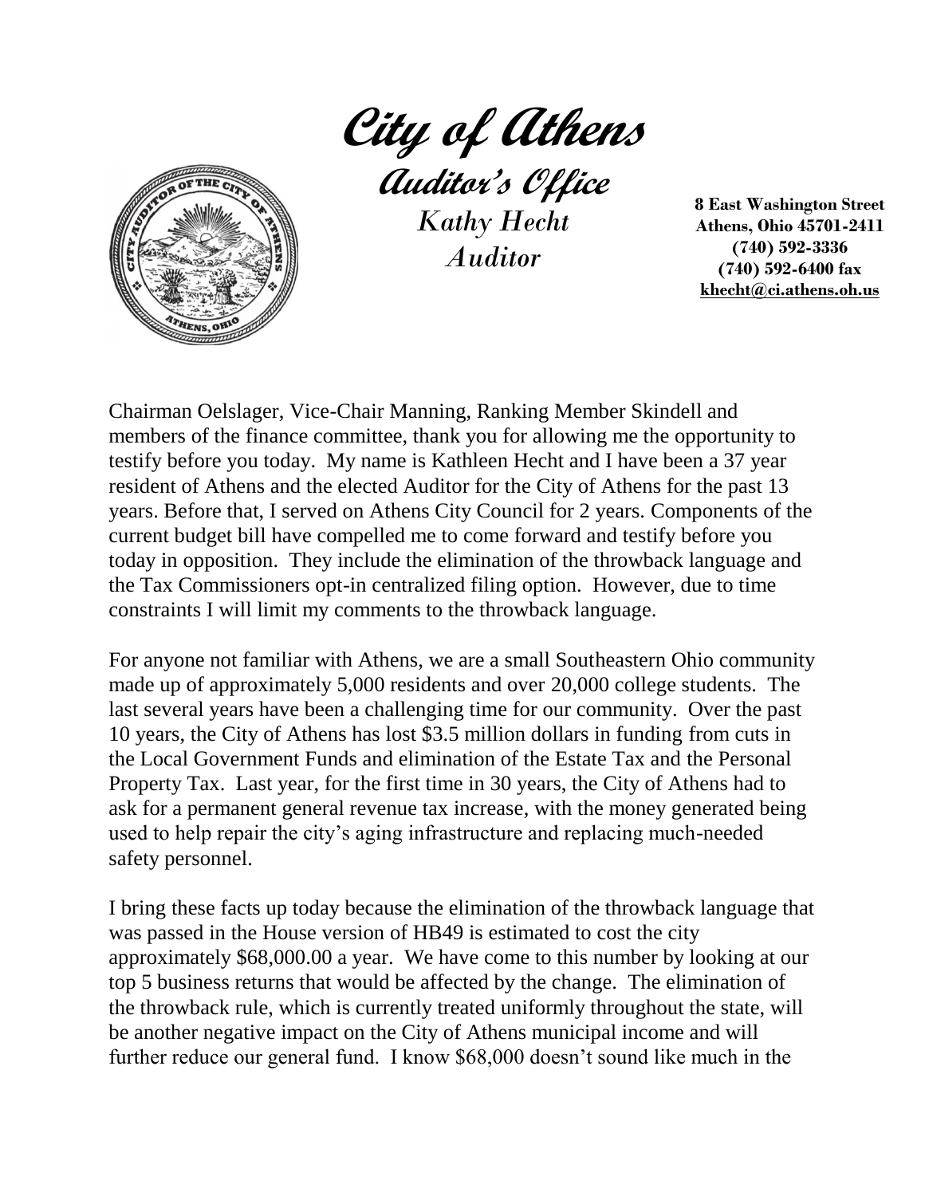# City of Athens

## Auditor's Office

*Kathy Hecht*
*Auditor*

**8 East Washington Street**
**Athens, Ohio 45701-2411**
**(740) 592-3336**
**(740) 592-6400 fax**
**khecht@ci.athens.oh.us**

Chairman Oelslager, Vice-Chair Manning, Ranking Member Skindell and members of the finance committee, thank you for allowing me the opportunity to testify before you today. My name is Kathleen Hecht and I have been a 37 year resident of Athens and the elected Auditor for the City of Athens for the past 13 years. Before that, I served on Athens City Council for 2 years. Components of the current budget bill have compelled me to come forward and testify before you today in opposition. They include the elimination of the throwback language and the Tax Commissioners opt-in centralized filing option. However, due to time constraints I will limit my comments to the throwback language.

For anyone not familiar with Athens, we are a small Southeastern Ohio community made up of approximately 5,000 residents and over 20,000 college students. The last several years have been a challenging time for our community. Over the past 10 years, the City of Athens has lost $3.5 million dollars in funding from cuts in the Local Government Funds and elimination of the Estate Tax and the Personal Property Tax. Last year, for the first time in 30 years, the City of Athens had to ask for a permanent general revenue tax increase, with the money generated being used to help repair the city's aging infrastructure and replacing much-needed safety personnel.

I bring these facts up today because the elimination of the throwback language that was passed in the House version of HB49 is estimated to cost the city approximately $68,000.00 a year. We have come to this number by looking at our top 5 business returns that would be affected by the change. The elimination of the throwback rule, which is currently treated uniformly throughout the state, will be another negative impact on the City of Athens municipal income and will further reduce our general fund. I know $68,000 doesn't sound like much in the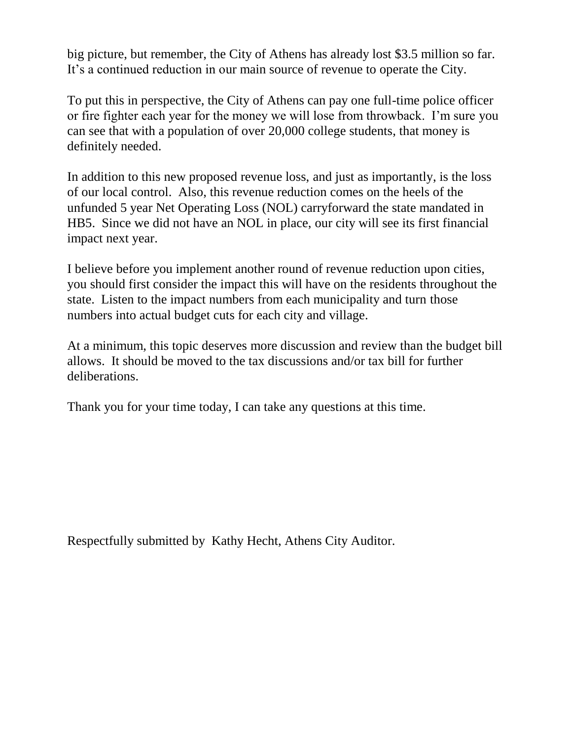big picture, but remember, the City of Athens has already lost $3.5 million so far. It's a continued reduction in our main source of revenue to operate the City.

To put this in perspective, the City of Athens can pay one full-time police officer or fire fighter each year for the money we will lose from throwback. I'm sure you can see that with a population of over 20,000 college students, that money is definitely needed.

In addition to this new proposed revenue loss, and just as importantly, is the loss of our local control. Also, this revenue reduction comes on the heels of the unfunded 5 year Net Operating Loss (NOL) carryforward the state mandated in HB5. Since we did not have an NOL in place, our city will see its first financial impact next year.

I believe before you implement another round of revenue reduction upon cities, you should first consider the impact this will have on the residents throughout the state. Listen to the impact numbers from each municipality and turn those numbers into actual budget cuts for each city and village.

At a minimum, this topic deserves more discussion and review than the budget bill allows. It should be moved to the tax discussions and/or tax bill for further deliberations.

Thank you for your time today, I can take any questions at this time.

Respectfully submitted by Kathy Hecht, Athens City Auditor.